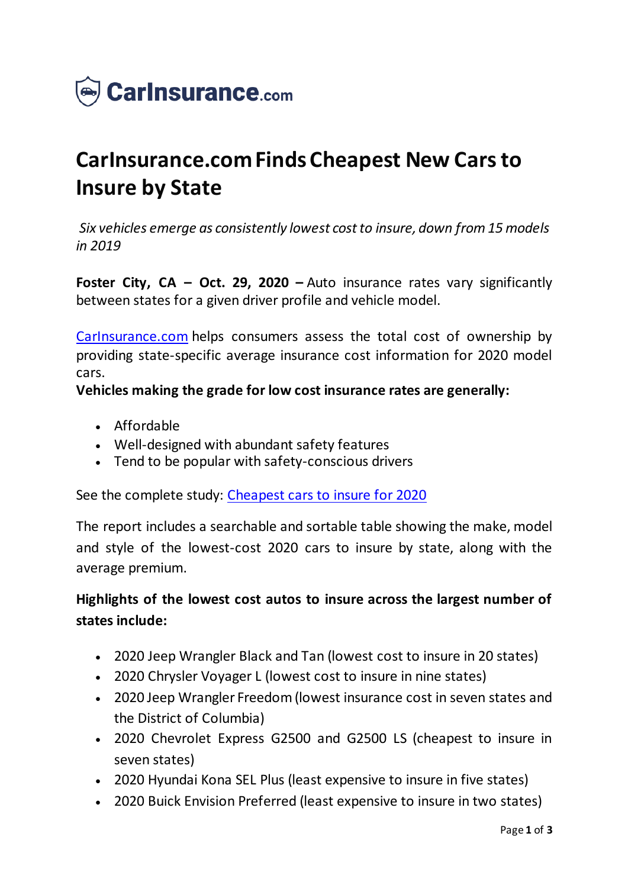CarInsurance.com

# CarInsurance.com Finds Cheapest New Cars to Insure by State

*Six vehicles emerge as consistently lowest cost to insure, down from 15 models in 2019*

**Foster City, CA – Oct. 29, 2020 –** Auto insurance rates vary significantly between states for a given driver profile and vehicle model.

CarInsurance.com helps consumers assess the total cost of ownership by providing state-specific average insurance cost information for 2020 model cars.

**Vehicles making the grade for low cost insurance rates are generally:**

- Affordable
- Well-designed with abundant safety features
- Tend to be popular with safety-conscious drivers

See the complete study: Cheapest cars to insure for 2020

The report includes a searchable and sortable table showing the make, model and style of the lowest-cost 2020 cars to insure by state, along with the average premium.

**Highlights of the lowest cost autos to insure across the largest number of states include:**

- 2020 Jeep Wrangler Black and Tan (lowest cost to insure in 20 states)
- 2020 Chrysler Voyager L (lowest cost to insure in nine states)
- 2020 Jeep Wrangler Freedom (lowest insurance cost in seven states and the District of Columbia)
- 2020 Chevrolet Express G2500 and G2500 LS (cheapest to insure in seven states)
- 2020 Hyundai Kona SEL Plus (least expensive to insure in five states)
- 2020 Buick Envision Preferred (least expensive to insure in two states)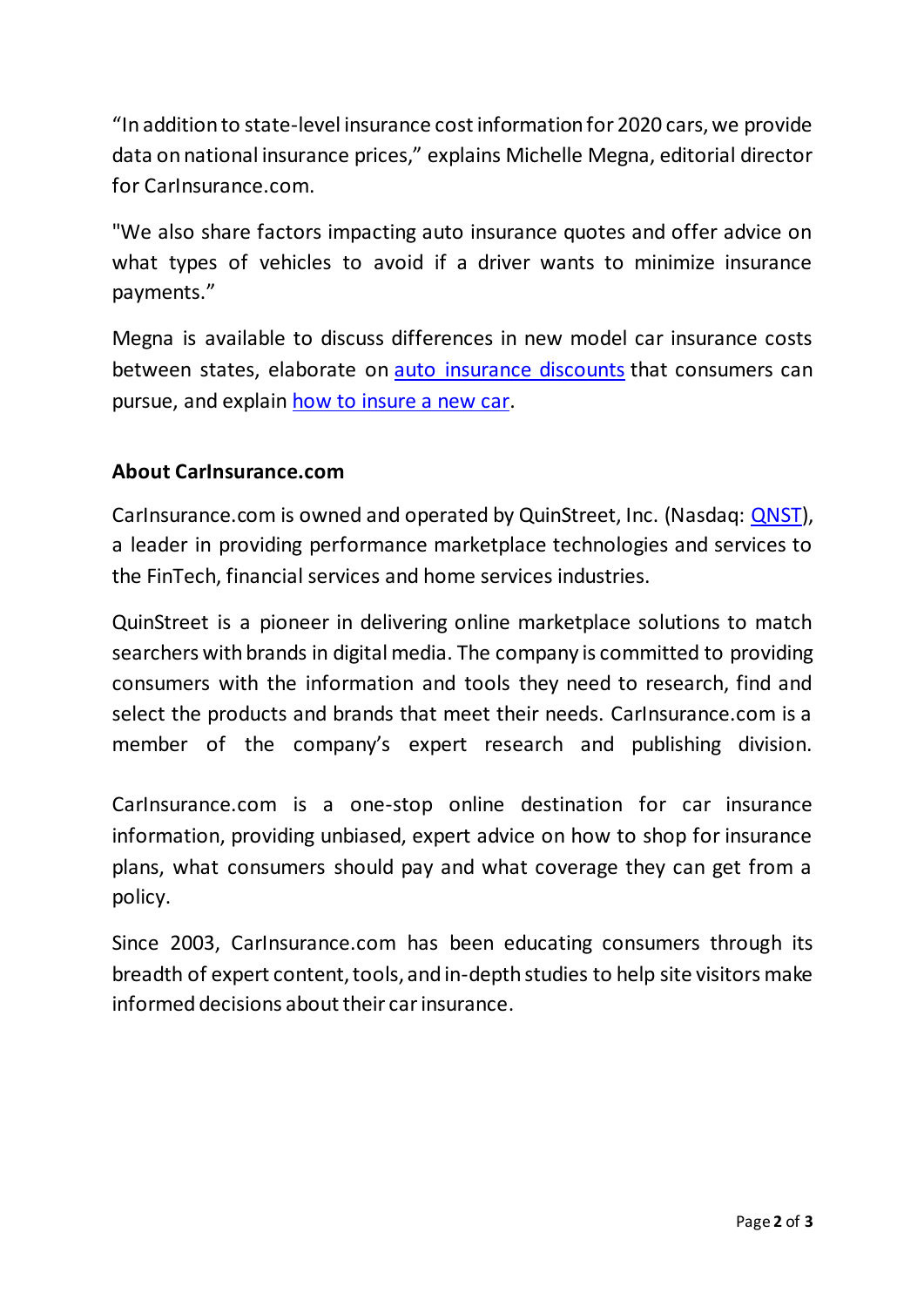"In addition to state-level insurance cost information for 2020 cars, we provide data on national insurance prices," explains Michelle Megna, editorial director for CarInsurance.com.

"We also share factors impacting auto insurance quotes and offer advice on what types of vehicles to avoid if a driver wants to minimize insurance payments."

Megna is available to discuss differences in new model car insurance costs between states, elaborate on auto insurance discounts that consumers can pursue, and explain how to insure a new car.

**About CarInsurance.com**

CarInsurance.com is owned and operated by QuinStreet, Inc. (Nasdaq: QNST), a leader in providing performance marketplace technologies and services to the FinTech, financial services and home services industries.

QuinStreet is a pioneer in delivering online marketplace solutions to match searchers with brands in digital media. The company is committed to providing consumers with the information and tools they need to research, find and select the products and brands that meet their needs. CarInsurance.com is a member of the company's expert research and publishing division.

CarInsurance.com is a one-stop online destination for car insurance information, providing unbiased, expert advice on how to shop for insurance plans, what consumers should pay and what coverage they can get from a policy.

Since 2003, CarInsurance.com has been educating consumers through its breadth of expert content, tools, and in-depth studies to help site visitors make informed decisions about their car insurance.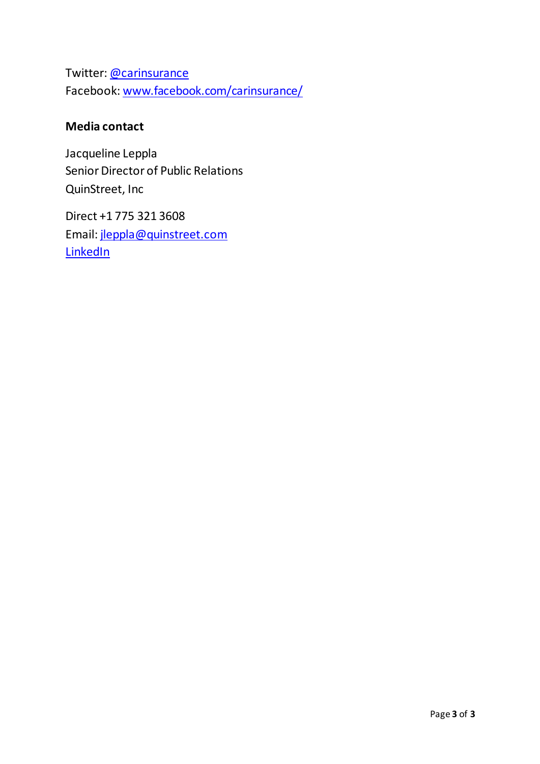Twitter: @carinsurance
Facebook: www.facebook.com/carinsurance/

**Media contact**

Jacqueline Leppla
Senior Director of Public Relations
QuinStreet, Inc

Direct +1 775 321 3608
Email: jleppla@quinstreet.com
LinkedIn